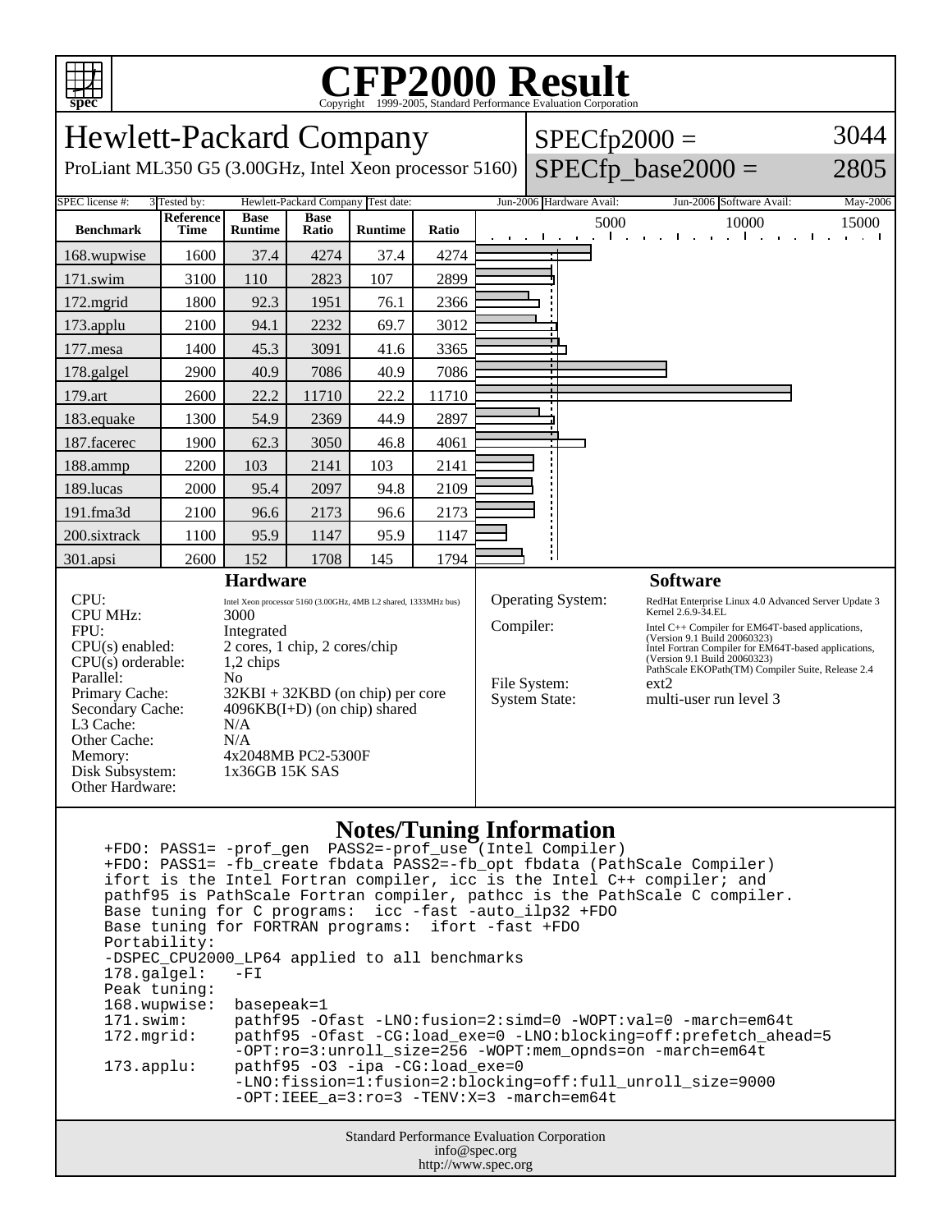# CFP2000 Result

Copyright 1999-2005, Standard Performance Evaluation Corporation

## Hewlett-Packard Company

ProLiant ML350 G5 (3.00GHz, Intel Xeon processor 5160)

SPECfp2000 = 3044

SPECfp_base2000 = 2805

SPEC license #: 3 Tested by: Hewlett-Packard Company Test date: Jun-2006 Hardware Avail: Jun-2006 Software Avail: May-2006

| Benchmark | Reference Time | Base Runtime | Base Ratio | Runtime | Ratio |
|---|---|---|---|---|---|
| 168.wupwise | 1600 | 37.4 | 4274 | 37.4 | 4274 |
| 171.swim | 3100 | 110 | 2823 | 107 | 2899 |
| 172.mgrid | 1800 | 92.3 | 1951 | 76.1 | 2366 |
| 173.applu | 2100 | 94.1 | 2232 | 69.7 | 3012 |
| 177.mesa | 1400 | 45.3 | 3091 | 41.6 | 3365 |
| 178.galgel | 2900 | 40.9 | 7086 | 40.9 | 7086 |
| 179.art | 2600 | 22.2 | 11710 | 22.2 | 11710 |
| 183.equake | 1300 | 54.9 | 2369 | 44.9 | 2897 |
| 187.facerec | 1900 | 62.3 | 3050 | 46.8 | 4061 |
| 188.ammp | 2200 | 103 | 2141 | 103 | 2141 |
| 189.lucas | 2000 | 95.4 | 2097 | 94.8 | 2109 |
| 191.fma3d | 2100 | 96.6 | 2173 | 96.6 | 2173 |
| 200.sixtrack | 1100 | 95.9 | 1147 | 95.9 | 1147 |
| 301.apsi | 2600 | 152 | 1708 | 145 | 1794 |

### Hardware

| | |
|---|---|
| CPU: | Intel Xeon processor 5160 (3.00GHz, 4MB L2 shared, 1333MHz bus) |
| CPU MHz: | 3000 |
| FPU: | Integrated |
| CPU(s) enabled: | 2 cores, 1 chip, 2 cores/chip |
| CPU(s) orderable: | 1,2 chips |
| Parallel: | No |
| Primary Cache: | 32KBI + 32KBD (on chip) per core |
| Secondary Cache: | 4096KB(I+D) (on chip) shared |
| L3 Cache: | N/A |
| Other Cache: | N/A |
| Memory: | 4x2048MB PC2-5300F |
| Disk Subsystem: | 1x36GB 15K SAS |
| Other Hardware: | |

### Software

| | |
|---|---|
| Operating System: | RedHat Enterprise Linux 4.0 Advanced Server Update 3 Kernel 2.6.9-34.EL |
| Compiler: | Intel C++ Compiler for EM64T-based applications, (Version 9.1 Build 20060323) Intel Fortran Compiler for EM64T-based applications, (Version 9.1 Build 20060323) PathScale EKOPath(TM) Compiler Suite, Release 2.4 |
| File System: | ext2 |
| System State: | multi-user run level 3 |

### Notes/Tuning Information

```
+FDO: PASS1= -prof_gen  PASS2=-prof_use (Intel Compiler)
+FDO: PASS1= -fb_create fbdata PASS2=-fb_opt fbdata (PathScale Compiler)
ifort is the Intel Fortran compiler, icc is the Intel C++ compiler; and
pathf95 is PathScale Fortran compiler, pathcc is the PathScale C compiler.
Base tuning for C programs:  icc -fast -auto_ilp32 +FDO
Base tuning for FORTRAN programs:  ifort -fast +FDO
Portability:
-DSPEC_CPU2000_LP64 applied to all benchmarks
178.galgel:   -FI
Peak tuning:
168.wupwise:  basepeak=1
171.swim:     pathf95 -Ofast -LNO:fusion=2:simd=0 -WOPT:val=0 -march=em64t
172.mgrid:    pathf95 -Ofast -CG:load_exe=0 -LNO:blocking=off:prefetch_ahead=5
              -OPT:ro=3:unroll_size=256 -WOPT:mem_opnds=on -march=em64t
173.applu:    pathf95 -O3 -ipa -CG:load_exe=0
              -LNO:fission=1:fusion=2:blocking=off:full_unroll_size=9000
              -OPT:IEEE_a=3:ro=3 -TENV:X=3 -march=em64t
```

Standard Performance Evaluation Corporation
info@spec.org
http://www.spec.org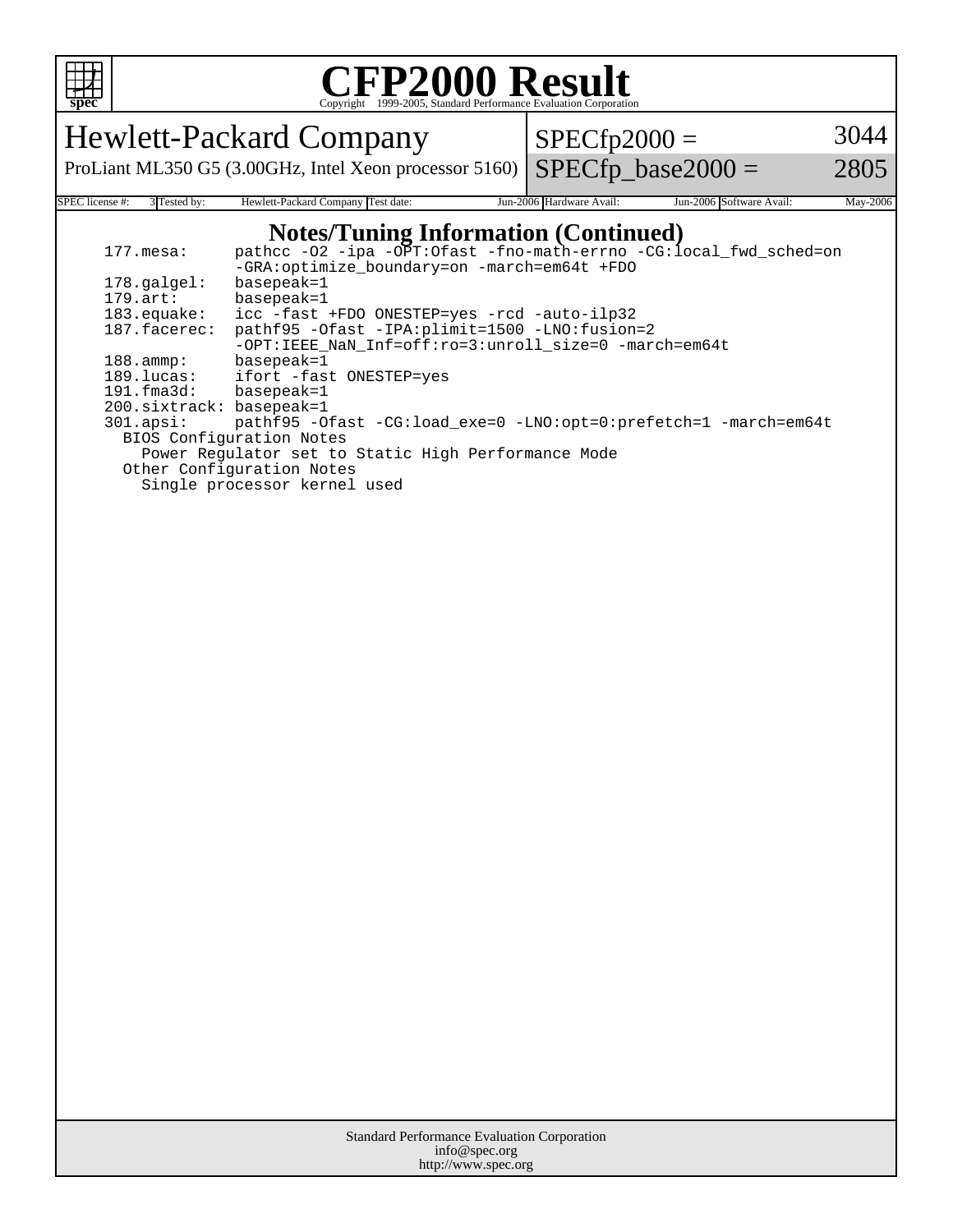# CFP2000 Result

Copyright 1999-2005, Standard Performance Evaluation Corporation

## Hewlett-Packard Company

ProLiant ML350 G5 (3.00GHz, Intel Xeon processor 5160)

SPECfp2000 = 3044

SPECfp_base2000 = 2805

| SPEC license #: | 3 | Tested by: | Hewlett-Packard Company | Test date: | Jun-2006 | Hardware Avail: | Jun-2006 | Software Avail: | May-2006 |
|---|---|---|---|---|---|---|---|---|---|

### Notes/Tuning Information (Continued)

```
     177.mesa:      pathcc -O2 -ipa -OPT:Ofast -fno-math-errno -CG:local_fwd_sched=on
                    -GRA:optimize_boundary=on -march=em64t +FDO
     178.galgel:    basepeak=1
     179.art:       basepeak=1
     183.equake:    icc -fast +FDO ONESTEP=yes -rcd -auto-ilp32
     187.facerec:   pathf95 -Ofast -IPA:plimit=1500 -LNO:fusion=2
                    -OPT:IEEE_NaN_Inf=off:ro=3:unroll_size=0 -march=em64t
     188.ammp:      basepeak=1
     189.lucas:     ifort -fast ONESTEP=yes
     191.fma3d:     basepeak=1
     200.sixtrack:  basepeak=1
     301.apsi:      pathf95 -Ofast -CG:load_exe=0 -LNO:opt=0:prefetch=1 -march=em64t
       BIOS Configuration Notes
         Power Regulator set to Static High Performance Mode
       Other Configuration Notes
         Single processor kernel used
```

Standard Performance Evaluation Corporation
info@spec.org
http://www.spec.org